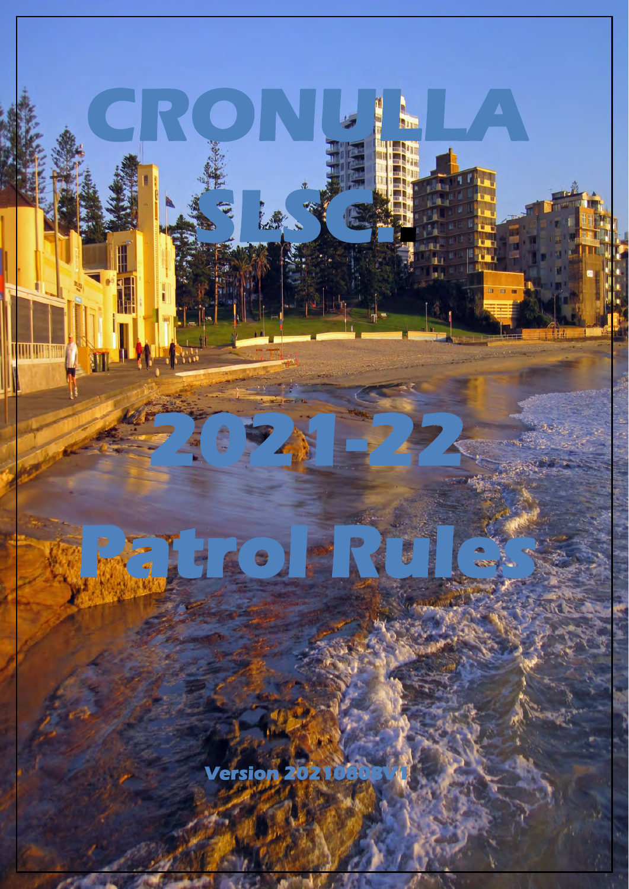# CRONULLA SLSC.

# 2021-22 Patrol Rules

Version 20210808V1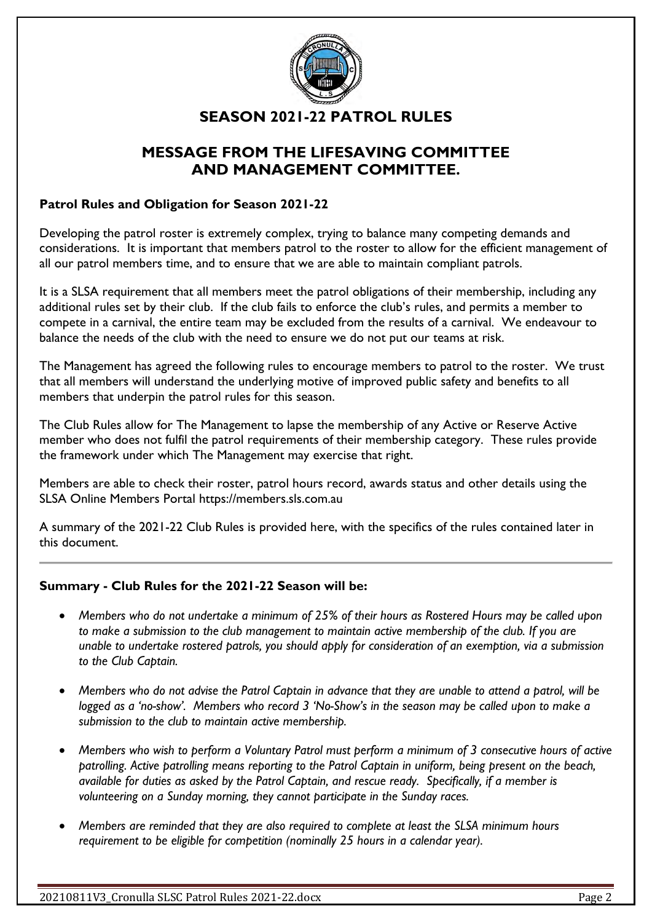# SEASON 2021-22 PATROL RULES

## MESSAGE FROM THE LIFESAVING COMMITTEE AND MANAGEMENT COMMITTEE.

### Patrol Rules and Obligation for Season 2021-22

Developing the patrol roster is extremely complex, trying to balance many competing demands and considerations. It is important that members patrol to the roster to allow for the efficient management of all our patrol members time, and to ensure that we are able to maintain compliant patrols.

It is a SLSA requirement that all members meet the patrol obligations of their membership, including any additional rules set by their club. If the club fails to enforce the club's rules, and permits a member to compete in a carnival, the entire team may be excluded from the results of a carnival. We endeavour to balance the needs of the club with the need to ensure we do not put our teams at risk.

The Management has agreed the following rules to encourage members to patrol to the roster. We trust that all members will understand the underlying motive of improved public safety and benefits to all members that underpin the patrol rules for this season.

The Club Rules allow for The Management to lapse the membership of any Active or Reserve Active member who does not fulfil the patrol requirements of their membership category. These rules provide the framework under which The Management may exercise that right.

Members are able to check their roster, patrol hours record, awards status and other details using the SLSA Online Members Portal https://members.sls.com.au

A summary of the 2021-22 Club Rules is provided here, with the specifics of the rules contained later in this document.

---

### Summary - Club Rules for the 2021-22 Season will be:

- *Members who do not undertake a minimum of 25% of their hours as Rostered Hours may be called upon to make a submission to the club management to maintain active membership of the club. If you are unable to undertake rostered patrols, you should apply for consideration of an exemption, via a submission to the Club Captain.*
- *Members who do not advise the Patrol Captain in advance that they are unable to attend a patrol, will be logged as a 'no-show'. Members who record 3 'No-Show's in the season may be called upon to make a submission to the club to maintain active membership.*
- *Members who wish to perform a Voluntary Patrol must perform a minimum of 3 consecutive hours of active patrolling. Active patrolling means reporting to the Patrol Captain in uniform, being present on the beach, available for duties as asked by the Patrol Captain, and rescue ready. Specifically, if a member is volunteering on a Sunday morning, they cannot participate in the Sunday races.*
- *Members are reminded that they are also required to complete at least the SLSA minimum hours requirement to be eligible for competition (nominally 25 hours in a calendar year).*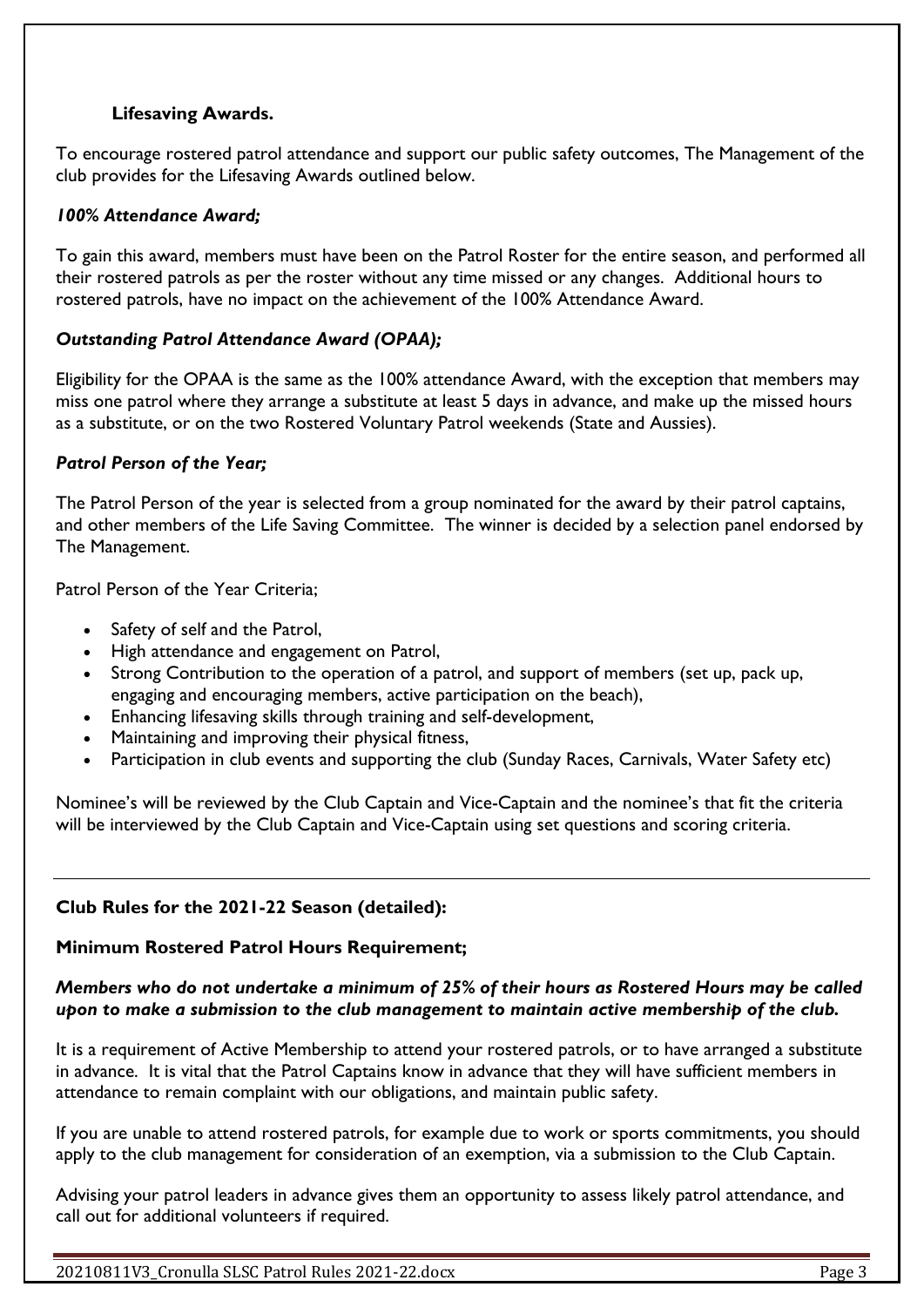### Lifesaving Awards.

To encourage rostered patrol attendance and support our public safety outcomes, The Management of the club provides for the Lifesaving Awards outlined below.

***100% Attendance Award;***

To gain this award, members must have been on the Patrol Roster for the entire season, and performed all their rostered patrols as per the roster without any time missed or any changes. Additional hours to rostered patrols, have no impact on the achievement of the 100% Attendance Award.

***Outstanding Patrol Attendance Award (OPAA);***

Eligibility for the OPAA is the same as the 100% attendance Award, with the exception that members may miss one patrol where they arrange a substitute at least 5 days in advance, and make up the missed hours as a substitute, or on the two Rostered Voluntary Patrol weekends (State and Aussies).

***Patrol Person of the Year;***

The Patrol Person of the year is selected from a group nominated for the award by their patrol captains, and other members of the Life Saving Committee. The winner is decided by a selection panel endorsed by The Management.

Patrol Person of the Year Criteria;

- Safety of self and the Patrol,
- High attendance and engagement on Patrol,
- Strong Contribution to the operation of a patrol, and support of members (set up, pack up, engaging and encouraging members, active participation on the beach),
- Enhancing lifesaving skills through training and self-development,
- Maintaining and improving their physical fitness,
- Participation in club events and supporting the club (Sunday Races, Carnivals, Water Safety etc)

Nominee's will be reviewed by the Club Captain and Vice-Captain and the nominee's that fit the criteria will be interviewed by the Club Captain and Vice-Captain using set questions and scoring criteria.

---

**Club Rules for the 2021-22 Season (detailed):**

**Minimum Rostered Patrol Hours Requirement;**

***Members who do not undertake a minimum of 25% of their hours as Rostered Hours may be called upon to make a submission to the club management to maintain active membership of the club.***

It is a requirement of Active Membership to attend your rostered patrols, or to have arranged a substitute in advance. It is vital that the Patrol Captains know in advance that they will have sufficient members in attendance to remain complaint with our obligations, and maintain public safety.

If you are unable to attend rostered patrols, for example due to work or sports commitments, you should apply to the club management for consideration of an exemption, via a submission to the Club Captain.

Advising your patrol leaders in advance gives them an opportunity to assess likely patrol attendance, and call out for additional volunteers if required.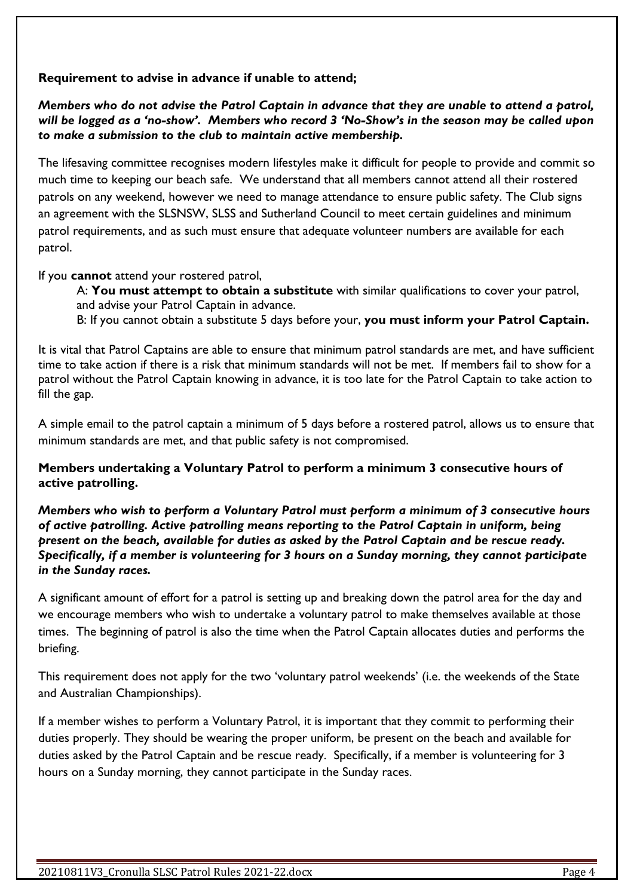**Requirement to advise in advance if unable to attend;**

***Members who do not advise the Patrol Captain in advance that they are unable to attend a patrol, will be logged as a 'no-show'. Members who record 3 'No-Show's in the season may be called upon to make a submission to the club to maintain active membership.***

The lifesaving committee recognises modern lifestyles make it difficult for people to provide and commit so much time to keeping our beach safe. We understand that all members cannot attend all their rostered patrols on any weekend, however we need to manage attendance to ensure public safety. The Club signs an agreement with the SLSNSW, SLSS and Sutherland Council to meet certain guidelines and minimum patrol requirements, and as such must ensure that adequate volunteer numbers are available for each patrol.

If you **cannot** attend your rostered patrol,

A: **You must attempt to obtain a substitute** with similar qualifications to cover your patrol, and advise your Patrol Captain in advance.

B: If you cannot obtain a substitute 5 days before your, **you must inform your Patrol Captain.**

It is vital that Patrol Captains are able to ensure that minimum patrol standards are met, and have sufficient time to take action if there is a risk that minimum standards will not be met. If members fail to show for a patrol without the Patrol Captain knowing in advance, it is too late for the Patrol Captain to take action to fill the gap.

A simple email to the patrol captain a minimum of 5 days before a rostered patrol, allows us to ensure that minimum standards are met, and that public safety is not compromised.

**Members undertaking a Voluntary Patrol to perform a minimum 3 consecutive hours of active patrolling.**

***Members who wish to perform a Voluntary Patrol must perform a minimum of 3 consecutive hours of active patrolling. Active patrolling means reporting to the Patrol Captain in uniform, being present on the beach, available for duties as asked by the Patrol Captain and be rescue ready. Specifically, if a member is volunteering for 3 hours on a Sunday morning, they cannot participate in the Sunday races.***

A significant amount of effort for a patrol is setting up and breaking down the patrol area for the day and we encourage members who wish to undertake a voluntary patrol to make themselves available at those times. The beginning of patrol is also the time when the Patrol Captain allocates duties and performs the briefing.

This requirement does not apply for the two 'voluntary patrol weekends' (i.e. the weekends of the State and Australian Championships).

If a member wishes to perform a Voluntary Patrol, it is important that they commit to performing their duties properly. They should be wearing the proper uniform, be present on the beach and available for duties asked by the Patrol Captain and be rescue ready. Specifically, if a member is volunteering for 3 hours on a Sunday morning, they cannot participate in the Sunday races.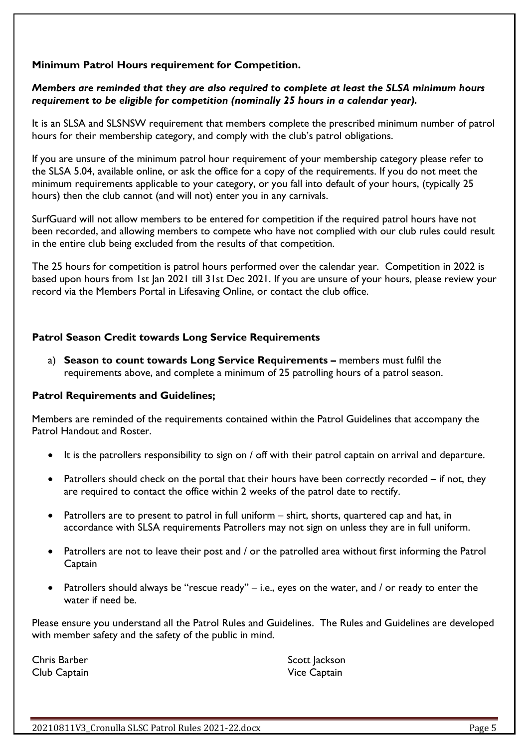**Minimum Patrol Hours requirement for Competition.**

***Members are reminded that they are also required to complete at least the SLSA minimum hours requirement to be eligible for competition (nominally 25 hours in a calendar year).***

It is an SLSA and SLSNSW requirement that members complete the prescribed minimum number of patrol hours for their membership category, and comply with the club's patrol obligations.

If you are unsure of the minimum patrol hour requirement of your membership category please refer to the SLSA 5.04, available online, or ask the office for a copy of the requirements. If you do not meet the minimum requirements applicable to your category, or you fall into default of your hours, (typically 25 hours) then the club cannot (and will not) enter you in any carnivals.

SurfGuard will not allow members to be entered for competition if the required patrol hours have not been recorded, and allowing members to compete who have not complied with our club rules could result in the entire club being excluded from the results of that competition.

The 25 hours for competition is patrol hours performed over the calendar year. Competition in 2022 is based upon hours from 1st Jan 2021 till 31st Dec 2021. If you are unsure of your hours, please review your record via the Members Portal in Lifesaving Online, or contact the club office.

**Patrol Season Credit towards Long Service Requirements**

a) **Season to count towards Long Service Requirements –** members must fulfil the requirements above, and complete a minimum of 25 patrolling hours of a patrol season.

**Patrol Requirements and Guidelines;**

Members are reminded of the requirements contained within the Patrol Guidelines that accompany the Patrol Handout and Roster.

- It is the patrollers responsibility to sign on / off with their patrol captain on arrival and departure.
- Patrollers should check on the portal that their hours have been correctly recorded – if not, they are required to contact the office within 2 weeks of the patrol date to rectify.
- Patrollers are to present to patrol in full uniform – shirt, shorts, quartered cap and hat, in accordance with SLSA requirements Patrollers may not sign on unless they are in full uniform.
- Patrollers are not to leave their post and / or the patrolled area without first informing the Patrol Captain
- Patrollers should always be "rescue ready" – i.e., eyes on the water, and / or ready to enter the water if need be.

Please ensure you understand all the Patrol Rules and Guidelines. The Rules and Guidelines are developed with member safety and the safety of the public in mind.

Chris Barber
Club Captain

Scott Jackson
Vice Captain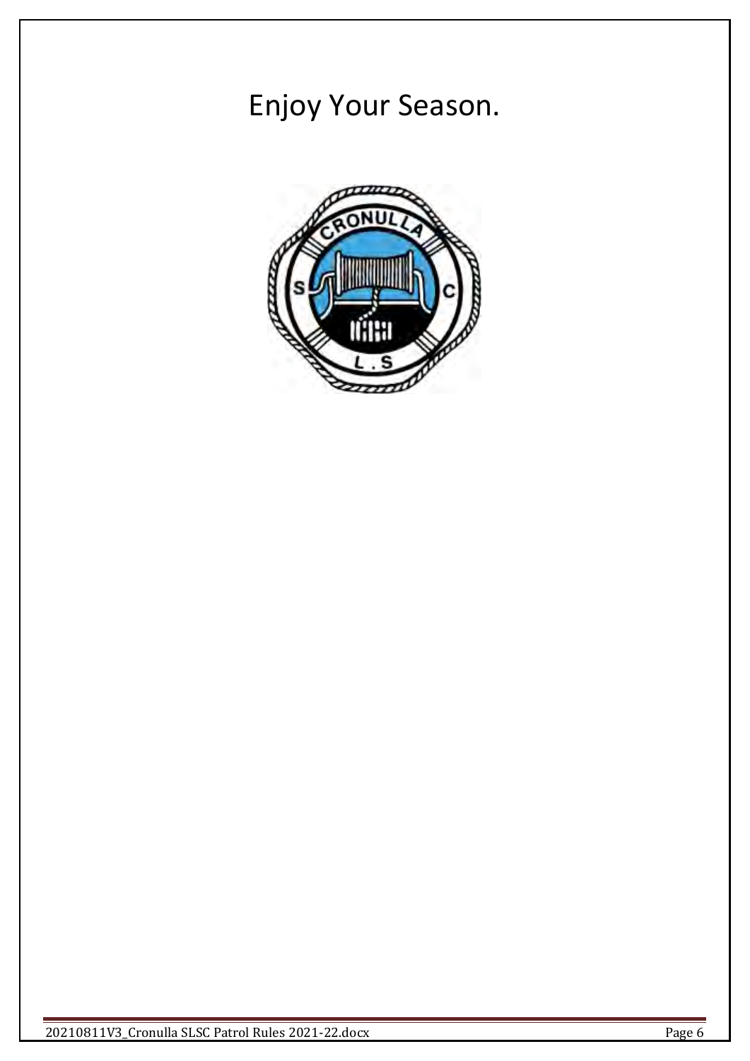# Enjoy Your Season.